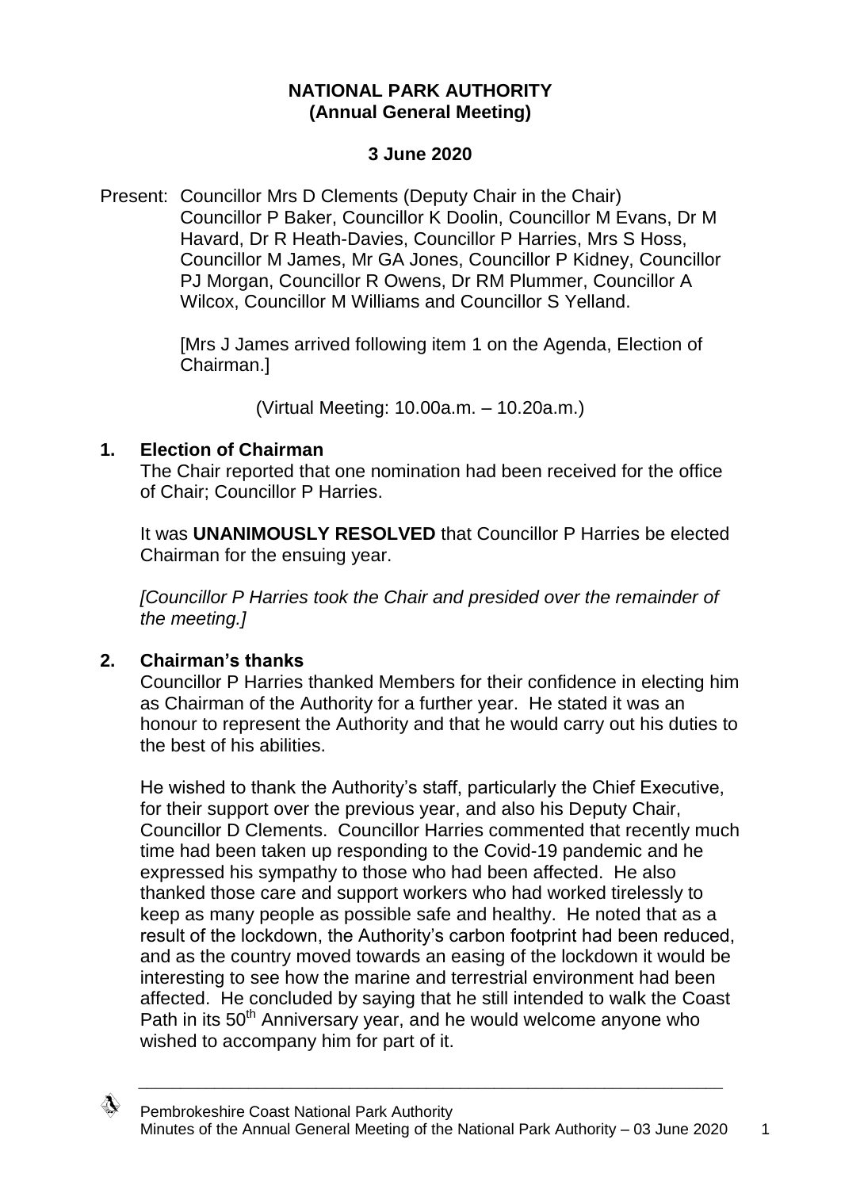# NATIONAL PARK AUTHORITY
## (Annual General Meeting)

**3 June 2020**

Present: Councillor Mrs D Clements (Deputy Chair in the Chair)
Councillor P Baker, Councillor K Doolin, Councillor M Evans, Dr M Havard, Dr R Heath-Davies, Councillor P Harries, Mrs S Hoss, Councillor M James, Mr GA Jones, Councillor P Kidney, Councillor PJ Morgan, Councillor R Owens, Dr RM Plummer, Councillor A Wilcox, Councillor M Williams and Councillor S Yelland.

[Mrs J James arrived following item 1 on the Agenda, Election of Chairman.]

(Virtual Meeting: 10.00a.m. – 10.20a.m.)

### 1. Election of Chairman

The Chair reported that one nomination had been received for the office of Chair; Councillor P Harries.

It was **UNANIMOUSLY RESOLVED** that Councillor P Harries be elected Chairman for the ensuing year.

*[Councillor P Harries took the Chair and presided over the remainder of the meeting.]*

### 2. Chairman's thanks

Councillor P Harries thanked Members for their confidence in electing him as Chairman of the Authority for a further year. He stated it was an honour to represent the Authority and that he would carry out his duties to the best of his abilities.

He wished to thank the Authority's staff, particularly the Chief Executive, for their support over the previous year, and also his Deputy Chair, Councillor D Clements. Councillor Harries commented that recently much time had been taken up responding to the Covid-19 pandemic and he expressed his sympathy to those who had been affected. He also thanked those care and support workers who had worked tirelessly to keep as many people as possible safe and healthy. He noted that as a result of the lockdown, the Authority's carbon footprint had been reduced, and as the country moved towards an easing of the lockdown it would be interesting to see how the marine and terrestrial environment had been affected. He concluded by saying that he still intended to walk the Coast Path in its 50th Anniversary year, and he would welcome anyone who wished to accompany him for part of it.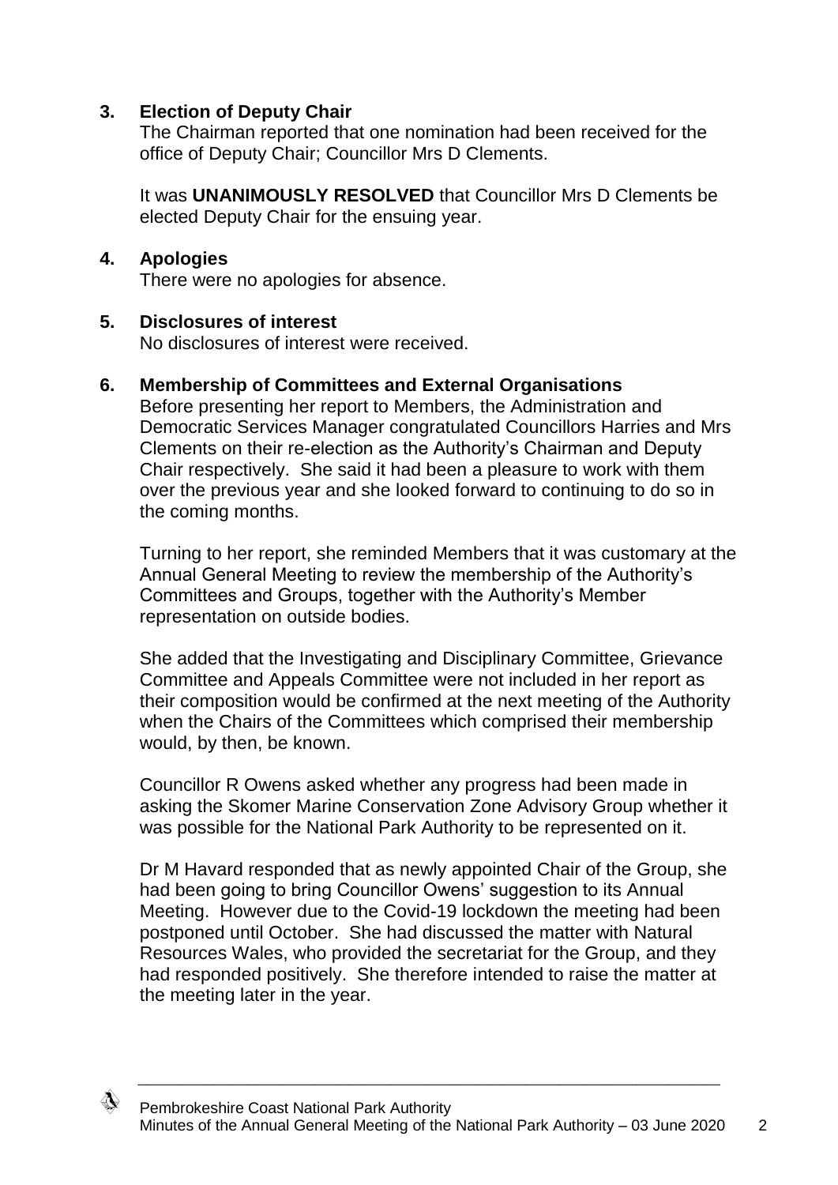## 3. Election of Deputy Chair

The Chairman reported that one nomination had been received for the office of Deputy Chair; Councillor Mrs D Clements.

It was **UNANIMOUSLY RESOLVED** that Councillor Mrs D Clements be elected Deputy Chair for the ensuing year.

## 4. Apologies

There were no apologies for absence.

## 5. Disclosures of interest

No disclosures of interest were received.

## 6. Membership of Committees and External Organisations

Before presenting her report to Members, the Administration and Democratic Services Manager congratulated Councillors Harries and Mrs Clements on their re-election as the Authority's Chairman and Deputy Chair respectively. She said it had been a pleasure to work with them over the previous year and she looked forward to continuing to do so in the coming months.

Turning to her report, she reminded Members that it was customary at the Annual General Meeting to review the membership of the Authority's Committees and Groups, together with the Authority's Member representation on outside bodies.

She added that the Investigating and Disciplinary Committee, Grievance Committee and Appeals Committee were not included in her report as their composition would be confirmed at the next meeting of the Authority when the Chairs of the Committees which comprised their membership would, by then, be known.

Councillor R Owens asked whether any progress had been made in asking the Skomer Marine Conservation Zone Advisory Group whether it was possible for the National Park Authority to be represented on it.

Dr M Havard responded that as newly appointed Chair of the Group, she had been going to bring Councillor Owens' suggestion to its Annual Meeting. However due to the Covid-19 lockdown the meeting had been postponed until October. She had discussed the matter with Natural Resources Wales, who provided the secretariat for the Group, and they had responded positively. She therefore intended to raise the matter at the meeting later in the year.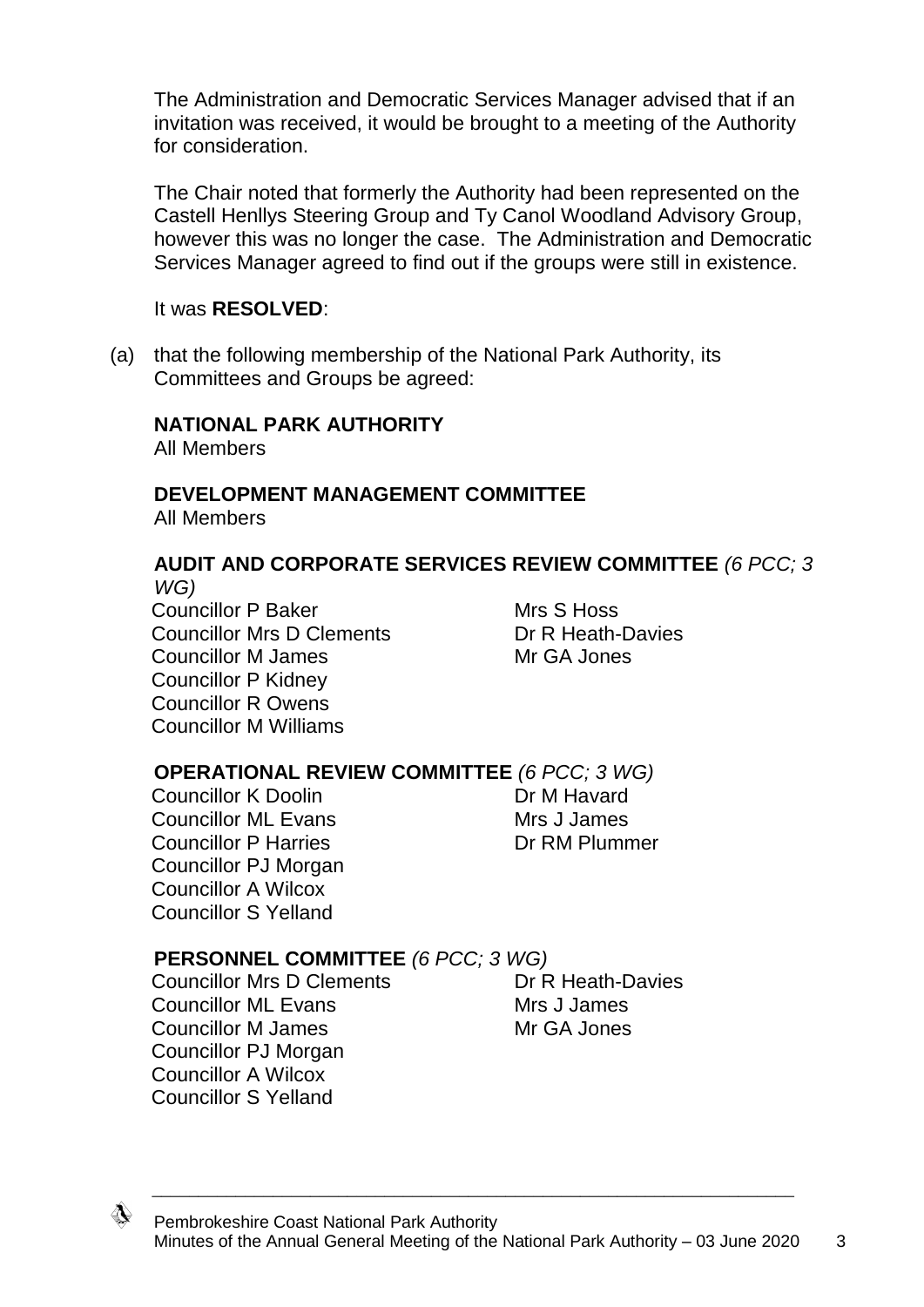The Administration and Democratic Services Manager advised that if an invitation was received, it would be brought to a meeting of the Authority for consideration.

The Chair noted that formerly the Authority had been represented on the Castell Henllys Steering Group and Ty Canol Woodland Advisory Group, however this was no longer the case. The Administration and Democratic Services Manager agreed to find out if the groups were still in existence.

It was **RESOLVED**:

(a) that the following membership of the National Park Authority, its Committees and Groups be agreed:

**NATIONAL PARK AUTHORITY**
All Members

**DEVELOPMENT MANAGEMENT COMMITTEE**
All Members

**AUDIT AND CORPORATE SERVICES REVIEW COMMITTEE** *(6 PCC; 3 WG)*

| | |
|---|---|
| Councillor P Baker | Mrs S Hoss |
| Councillor Mrs D Clements | Dr R Heath-Davies |
| Councillor M James | Mr GA Jones |
| Councillor P Kidney | |
| Councillor R Owens | |
| Councillor M Williams | |

**OPERATIONAL REVIEW COMMITTEE** *(6 PCC; 3 WG)*

| | |
|---|---|
| Councillor K Doolin | Dr M Havard |
| Councillor ML Evans | Mrs J James |
| Councillor P Harries | Dr RM Plummer |
| Councillor PJ Morgan | |
| Councillor A Wilcox | |
| Councillor S Yelland | |

**PERSONNEL COMMITTEE** *(6 PCC; 3 WG)*

| | |
|---|---|
| Councillor Mrs D Clements | Dr R Heath-Davies |
| Councillor ML Evans | Mrs J James |
| Councillor M James | Mr GA Jones |
| Councillor PJ Morgan | |
| Councillor A Wilcox | |
| Councillor S Yelland | |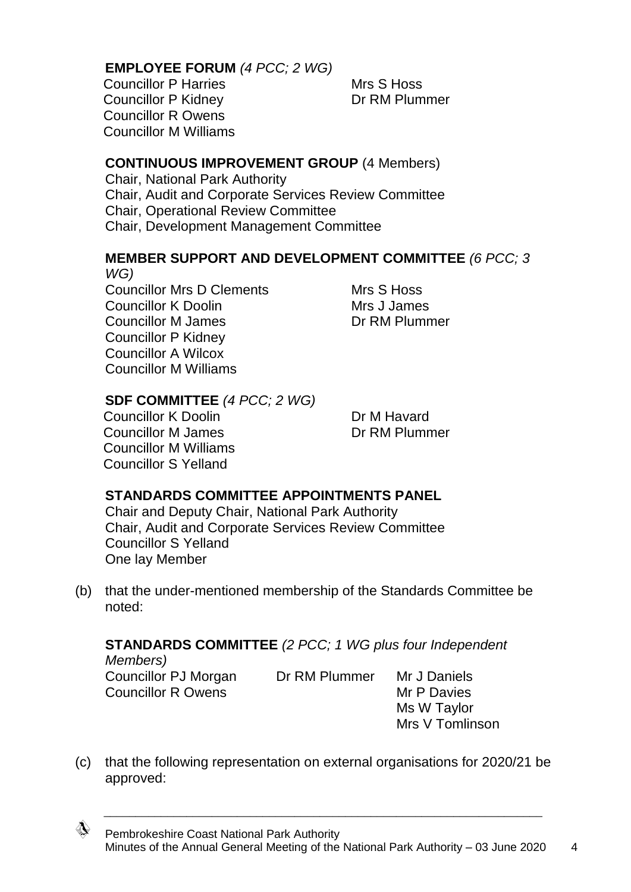**EMPLOYEE FORUM** *(4 PCC; 2 WG)*

| | |
|---|---|
| Councillor P Harries | Mrs S Hoss |
| Councillor P Kidney | Dr RM Plummer |
| Councillor R Owens | |
| Councillor M Williams | |

**CONTINUOUS IMPROVEMENT GROUP** (4 Members)

Chair, National Park Authority
Chair, Audit and Corporate Services Review Committee
Chair, Operational Review Committee
Chair, Development Management Committee

**MEMBER SUPPORT AND DEVELOPMENT COMMITTEE** *(6 PCC; 3 WG)*

| | |
|---|---|
| Councillor Mrs D Clements | Mrs S Hoss |
| Councillor K Doolin | Mrs J James |
| Councillor M James | Dr RM Plummer |
| Councillor P Kidney | |
| Councillor A Wilcox | |
| Councillor M Williams | |

**SDF COMMITTEE** *(4 PCC; 2 WG)*

| | |
|---|---|
| Councillor K Doolin | Dr M Havard |
| Councillor M James | Dr RM Plummer |
| Councillor M Williams | |
| Councillor S Yelland | |

**STANDARDS COMMITTEE APPOINTMENTS PANEL**

Chair and Deputy Chair, National Park Authority
Chair, Audit and Corporate Services Review Committee
Councillor S Yelland
One lay Member

(b) that the under-mentioned membership of the Standards Committee be noted:

**STANDARDS COMMITTEE** *(2 PCC; 1 WG plus four Independent Members)*

| | | |
|---|---|---|
| Councillor PJ Morgan | Dr RM Plummer | Mr J Daniels |
| Councillor R Owens | | Mr P Davies |
| | | Ms W Taylor |
| | | Mrs V Tomlinson |

(c) that the following representation on external organisations for 2020/21 be approved: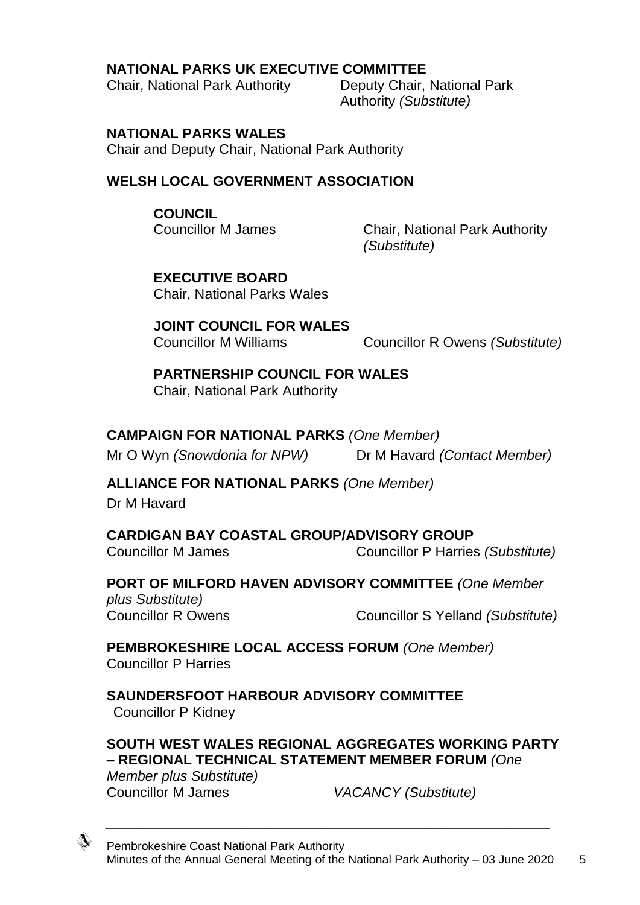**NATIONAL PARKS UK EXECUTIVE COMMITTEE**
Chair, National Park Authority Deputy Chair, National Park Authority *(Substitute)*

**NATIONAL PARKS WALES**
Chair and Deputy Chair, National Park Authority

**WELSH LOCAL GOVERNMENT ASSOCIATION**

**COUNCIL**
Councillor M James Chair, National Park Authority *(Substitute)*

**EXECUTIVE BOARD**
Chair, National Parks Wales

**JOINT COUNCIL FOR WALES**
Councillor M Williams Councillor R Owens *(Substitute)*

**PARTNERSHIP COUNCIL FOR WALES**
Chair, National Park Authority

**CAMPAIGN FOR NATIONAL PARKS** *(One Member)*
Mr O Wyn *(Snowdonia for NPW)* Dr M Havard *(Contact Member)*

**ALLIANCE FOR NATIONAL PARKS** *(One Member)*
Dr M Havard

**CARDIGAN BAY COASTAL GROUP/ADVISORY GROUP**
Councillor M James Councillor P Harries *(Substitute)*

**PORT OF MILFORD HAVEN ADVISORY COMMITTEE** *(One Member plus Substitute)*
Councillor R Owens Councillor S Yelland *(Substitute)*

**PEMBROKESHIRE LOCAL ACCESS FORUM** *(One Member)*
Councillor P Harries

**SAUNDERSFOOT HARBOUR ADVISORY COMMITTEE**
Councillor P Kidney

**SOUTH WEST WALES REGIONAL AGGREGATES WORKING PARTY – REGIONAL TECHNICAL STATEMENT MEMBER FORUM** *(One Member plus Substitute)*
Councillor M James *VACANCY (Substitute)*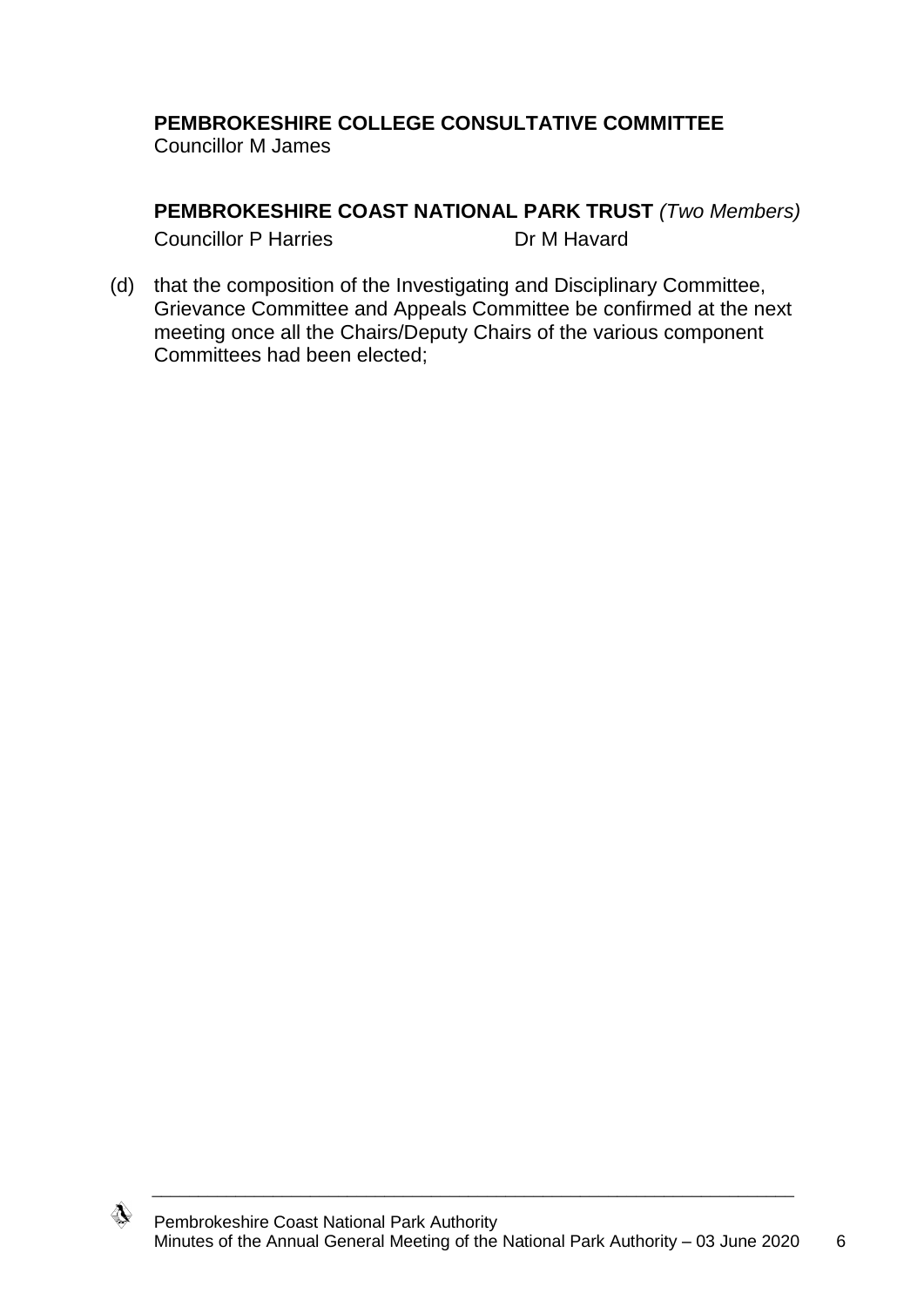**PEMBROKESHIRE COLLEGE CONSULTATIVE COMMITTEE**
Councillor M James

**PEMBROKESHIRE COAST NATIONAL PARK TRUST** *(Two Members)*
Councillor P Harries Dr M Havard

(d) that the composition of the Investigating and Disciplinary Committee, Grievance Committee and Appeals Committee be confirmed at the next meeting once all the Chairs/Deputy Chairs of the various component Committees had been elected;